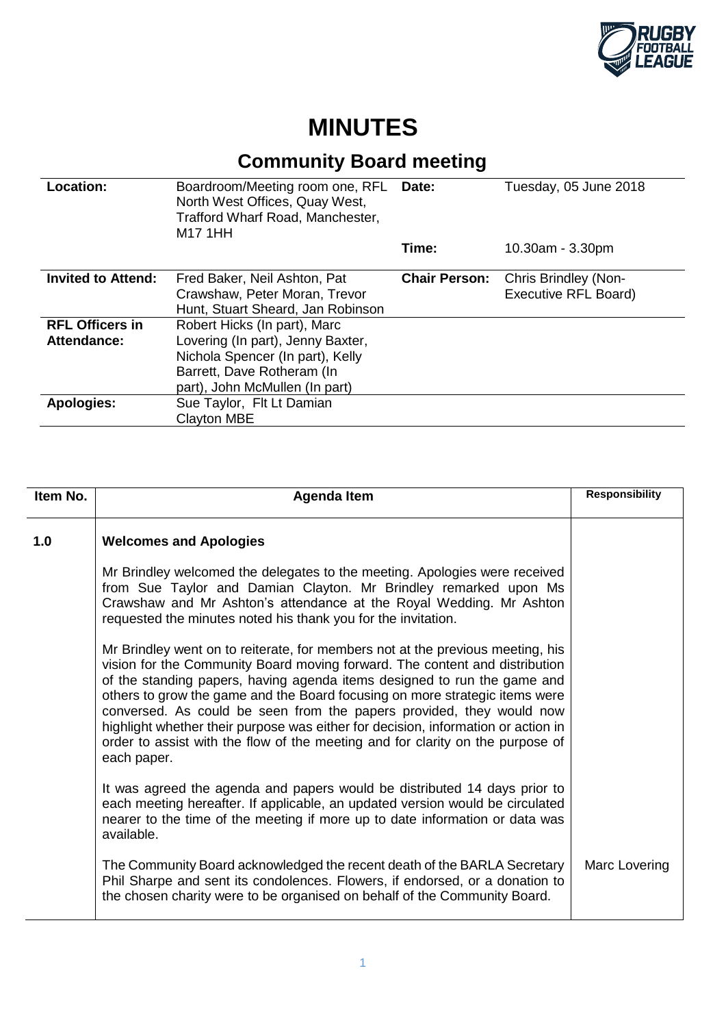# MINUTES

## Community Board meeting

| | | | |
|---|---|---|---|
| **Location:** | Boardroom/Meeting room one, RFL North West Offices, Quay West, Trafford Wharf Road, Manchester, M17 1HH | **Date:** | Tuesday, 05 June 2018 |
| | | **Time:** | 10.30am - 3.30pm |
| **Invited to Attend:** | Fred Baker, Neil Ashton, Pat Crawshaw, Peter Moran, Trevor Hunt, Stuart Sheard, Jan Robinson | **Chair Person:** | Chris Brindley (Non-Executive RFL Board) |
| **RFL Officers in Attendance:** | Robert Hicks (In part), Marc Lovering (In part), Jenny Baxter, Nichola Spencer (In part), Kelly Barrett, Dave Rotheram (In part), John McMullen (In part) | | |
| **Apologies:** | Sue Taylor, Flt Lt Damian Clayton MBE | | |

| Item No. | Agenda Item | Responsibility |
|---|---|---|
| **1.0** | **Welcomes and Apologies**<br><br>Mr Brindley welcomed the delegates to the meeting. Apologies were received from Sue Taylor and Damian Clayton. Mr Brindley remarked upon Ms Crawshaw and Mr Ashton's attendance at the Royal Wedding. Mr Ashton requested the minutes noted his thank you for the invitation.<br><br>Mr Brindley went on to reiterate, for members not at the previous meeting, his vision for the Community Board moving forward. The content and distribution of the standing papers, having agenda items designed to run the game and others to grow the game and the Board focusing on more strategic items were conversed. As could be seen from the papers provided, they would now highlight whether their purpose was either for decision, information or action in order to assist with the flow of the meeting and for clarity on the purpose of each paper.<br><br>It was agreed the agenda and papers would be distributed 14 days prior to each meeting hereafter. If applicable, an updated version would be circulated nearer to the time of the meeting if more up to date information or data was available.<br><br>The Community Board acknowledged the recent death of the BARLA Secretary Phil Sharpe and sent its condolences. Flowers, if endorsed, or a donation to the chosen charity were to be organised on behalf of the Community Board. | Marc Lovering |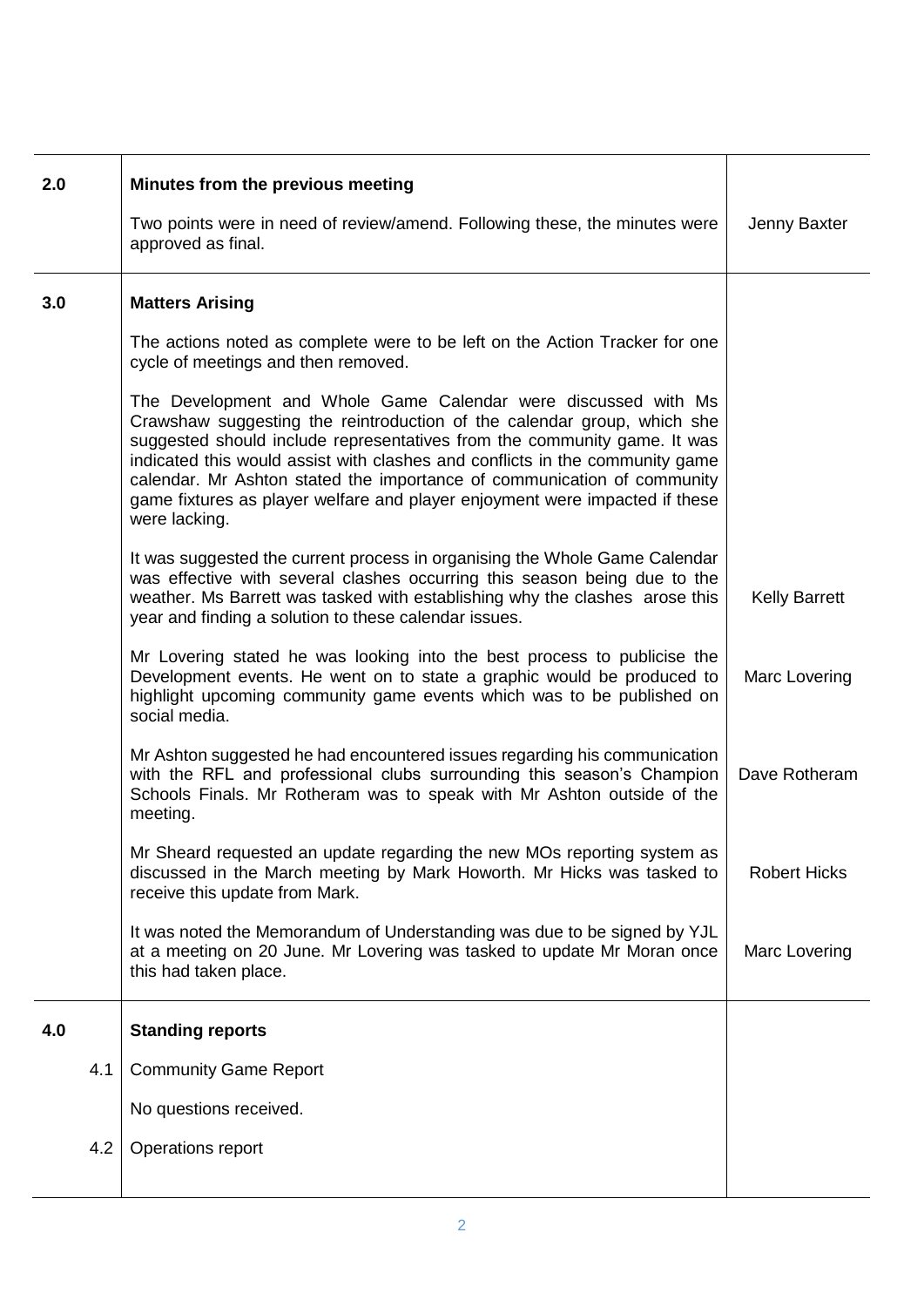| | | |
|---|---|---|
| **2.0** | **Minutes from the previous meeting** | |
| | Two points were in need of review/amend. Following these, the minutes were approved as final. | Jenny Baxter |
| **3.0** | **Matters Arising** | |
| | The actions noted as complete were to be left on the Action Tracker for one cycle of meetings and then removed. | |
| | The Development and Whole Game Calendar were discussed with Ms Crawshaw suggesting the reintroduction of the calendar group, which she suggested should include representatives from the community game. It was indicated this would assist with clashes and conflicts in the community game calendar. Mr Ashton stated the importance of communication of community game fixtures as player welfare and player enjoyment were impacted if these were lacking. | |
| | It was suggested the current process in organising the Whole Game Calendar was effective with several clashes occurring this season being due to the weather. Ms Barrett was tasked with establishing why the clashes arose this year and finding a solution to these calendar issues. | Kelly Barrett |
| | Mr Lovering stated he was looking into the best process to publicise the Development events. He went on to state a graphic would be produced to highlight upcoming community game events which was to be published on social media. | Marc Lovering |
| | Mr Ashton suggested he had encountered issues regarding his communication with the RFL and professional clubs surrounding this season's Champion Schools Finals. Mr Rotheram was to speak with Mr Ashton outside of the meeting. | Dave Rotheram |
| | Mr Sheard requested an update regarding the new MOs reporting system as discussed in the March meeting by Mark Howorth. Mr Hicks was tasked to receive this update from Mark. | Robert Hicks |
| | It was noted the Memorandum of Understanding was due to be signed by YJL at a meeting on 20 June. Mr Lovering was tasked to update Mr Moran once this had taken place. | Marc Lovering |
| **4.0** | **Standing reports** | |
| 4.1 | Community Game Report | |
| | No questions received. | |
| 4.2 | Operations report | |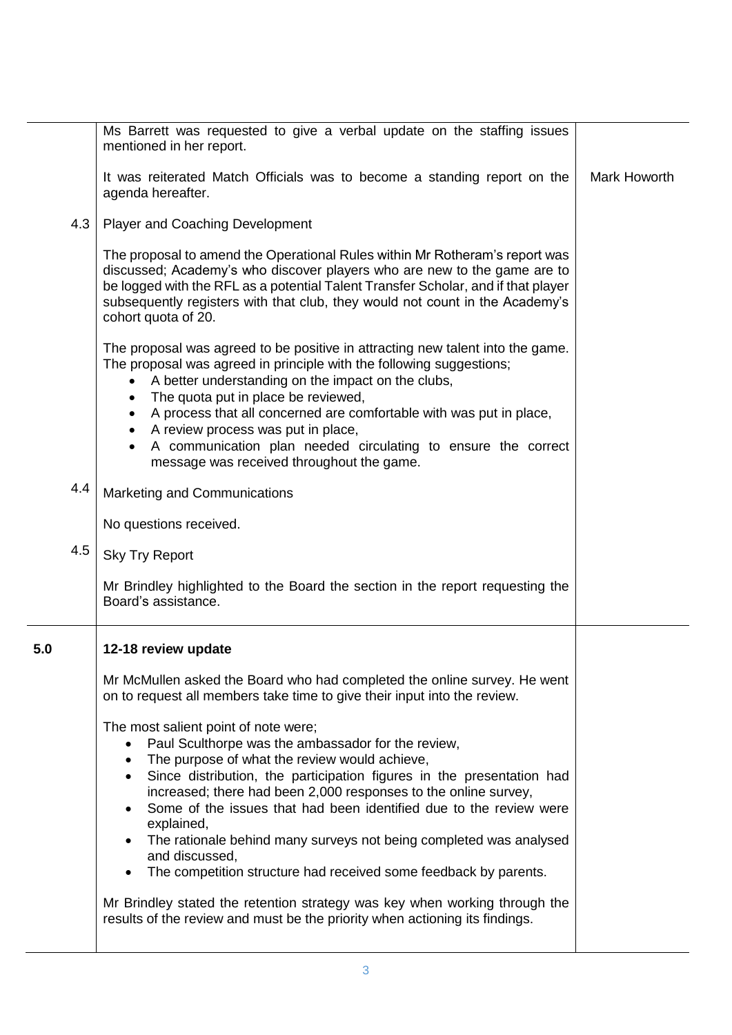| | | |
|---|---|---|
| | Ms Barrett was requested to give a verbal update on the staffing issues mentioned in her report.<br><br>It was reiterated Match Officials was to become a standing report on the agenda hereafter. | Mark Howorth |
| 4.3 | Player and Coaching Development<br><br>The proposal to amend the Operational Rules within Mr Rotheram's report was discussed; Academy's who discover players who are new to the game are to be logged with the RFL as a potential Talent Transfer Scholar, and if that player subsequently registers with that club, they would not count in the Academy's cohort quota of 20.<br><br>The proposal was agreed to be positive in attracting new talent into the game. The proposal was agreed in principle with the following suggestions;<br>• A better understanding on the impact on the clubs,<br>• The quota put in place be reviewed,<br>• A process that all concerned are comfortable with was put in place,<br>• A review process was put in place,<br>• A communication plan needed circulating to ensure the correct message was received throughout the game. | |
| 4.4 | Marketing and Communications<br><br>No questions received. | |
| 4.5 | Sky Try Report<br><br>Mr Brindley highlighted to the Board the section in the report requesting the Board's assistance. | |
| **5.0** | **12-18 review update**<br><br>Mr McMullen asked the Board who had completed the online survey. He went on to request all members take time to give their input into the review.<br><br>The most salient point of note were;<br>• Paul Sculthorpe was the ambassador for the review,<br>• The purpose of what the review would achieve,<br>• Since distribution, the participation figures in the presentation had increased; there had been 2,000 responses to the online survey,<br>• Some of the issues that had been identified due to the review were explained,<br>• The rationale behind many surveys not being completed was analysed and discussed,<br>• The competition structure had received some feedback by parents.<br><br>Mr Brindley stated the retention strategy was key when working through the results of the review and must be the priority when actioning its findings. | |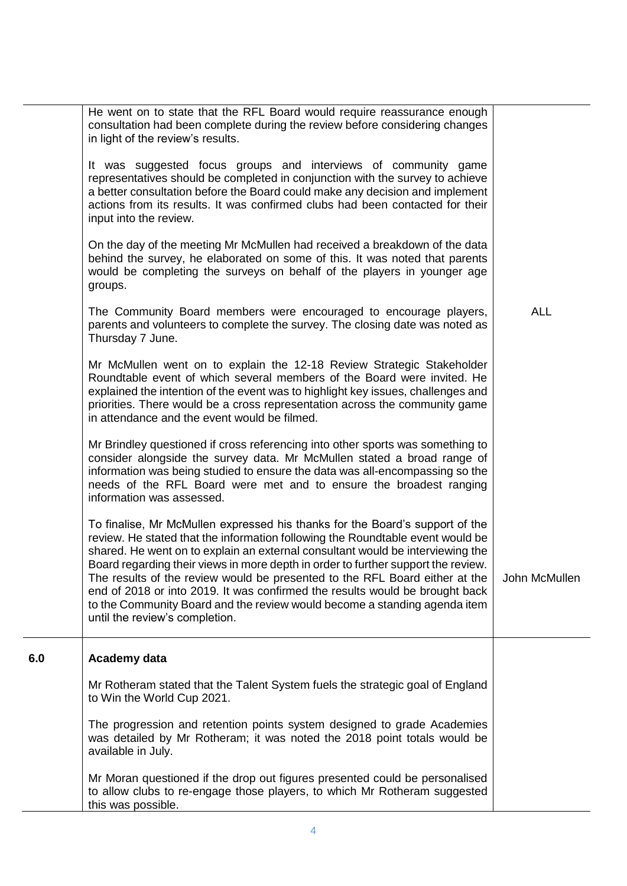| | | |
|---|---|---|
| | He went on to state that the RFL Board would require reassurance enough consultation had been complete during the review before considering changes in light of the review's results.<br><br>It was suggested focus groups and interviews of community game representatives should be completed in conjunction with the survey to achieve a better consultation before the Board could make any decision and implement actions from its results. It was confirmed clubs had been contacted for their input into the review.<br><br>On the day of the meeting Mr McMullen had received a breakdown of the data behind the survey, he elaborated on some of this. It was noted that parents would be completing the surveys on behalf of the players in younger age groups. | |
| | The Community Board members were encouraged to encourage players, parents and volunteers to complete the survey. The closing date was noted as Thursday 7 June. | ALL |
| | Mr McMullen went on to explain the 12-18 Review Strategic Stakeholder Roundtable event of which several members of the Board were invited. He explained the intention of the event was to highlight key issues, challenges and priorities. There would be a cross representation across the community game in attendance and the event would be filmed.<br><br>Mr Brindley questioned if cross referencing into other sports was something to consider alongside the survey data. Mr McMullen stated a broad range of information was being studied to ensure the data was all-encompassing so the needs of the RFL Board were met and to ensure the broadest ranging information was assessed. | |
| | To finalise, Mr McMullen expressed his thanks for the Board's support of the review. He stated that the information following the Roundtable event would be shared. He went on to explain an external consultant would be interviewing the Board regarding their views in more depth in order to further support the review. The results of the review would be presented to the RFL Board either at the end of 2018 or into 2019. It was confirmed the results would be brought back to the Community Board and the review would become a standing agenda item until the review's completion. | John McMullen |
| **6.0** | **Academy data**<br><br>Mr Rotheram stated that the Talent System fuels the strategic goal of England to Win the World Cup 2021.<br><br>The progression and retention points system designed to grade Academies was detailed by Mr Rotheram; it was noted the 2018 point totals would be available in July.<br><br>Mr Moran questioned if the drop out figures presented could be personalised to allow clubs to re-engage those players, to which Mr Rotheram suggested this was possible. | |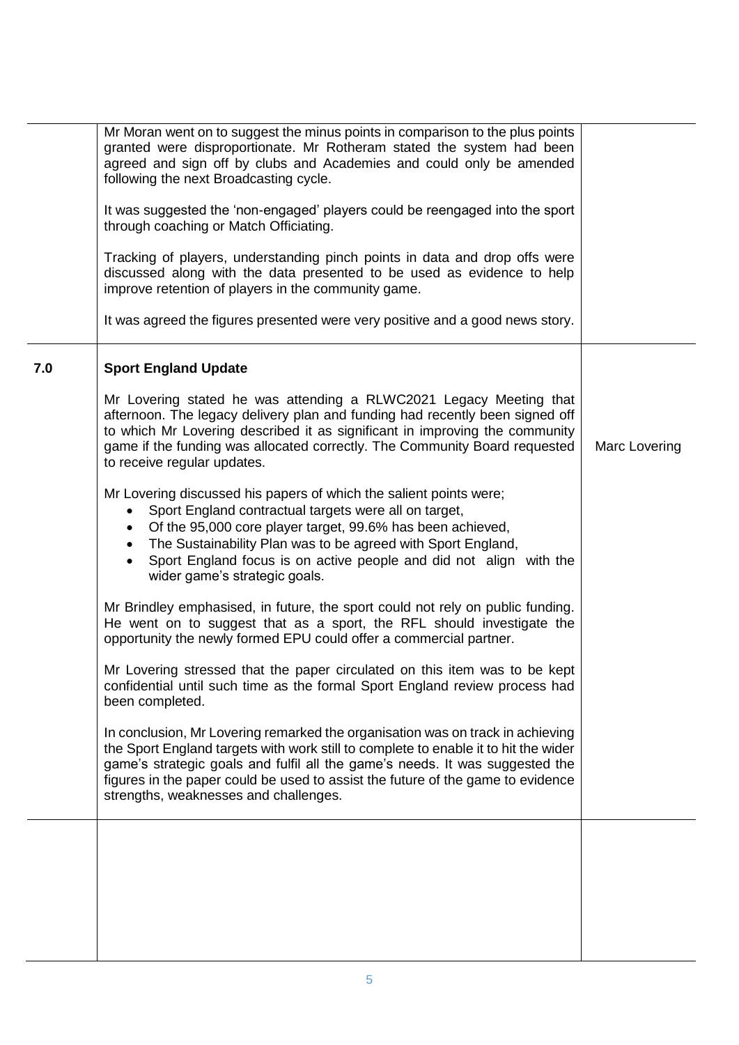| | | |
|---|---|---|
| | Mr Moran went on to suggest the minus points in comparison to the plus points granted were disproportionate. Mr Rotheram stated the system had been agreed and sign off by clubs and Academies and could only be amended following the next Broadcasting cycle.<br><br>It was suggested the 'non-engaged' players could be reengaged into the sport through coaching or Match Officiating.<br><br>Tracking of players, understanding pinch points in data and drop offs were discussed along with the data presented to be used as evidence to help improve retention of players in the community game.<br><br>It was agreed the figures presented were very positive and a good news story. | |
| **7.0** | **Sport England Update**<br><br>Mr Lovering stated he was attending a RLWC2021 Legacy Meeting that afternoon. The legacy delivery plan and funding had recently been signed off to which Mr Lovering described it as significant in improving the community game if the funding was allocated correctly. The Community Board requested to receive regular updates.<br><br>Mr Lovering discussed his papers of which the salient points were;<br>• Sport England contractual targets were all on target,<br>• Of the 95,000 core player target, 99.6% has been achieved,<br>• The Sustainability Plan was to be agreed with Sport England,<br>• Sport England focus is on active people and did not align with the wider game's strategic goals.<br><br>Mr Brindley emphasised, in future, the sport could not rely on public funding. He went on to suggest that as a sport, the RFL should investigate the opportunity the newly formed EPU could offer a commercial partner.<br><br>Mr Lovering stressed that the paper circulated on this item was to be kept confidential until such time as the formal Sport England review process had been completed.<br><br>In conclusion, Mr Lovering remarked the organisation was on track in achieving the Sport England targets with work still to complete to enable it to hit the wider game's strategic goals and fulfil all the game's needs. It was suggested the figures in the paper could be used to assist the future of the game to evidence strengths, weaknesses and challenges. | Marc Lovering |
| | | |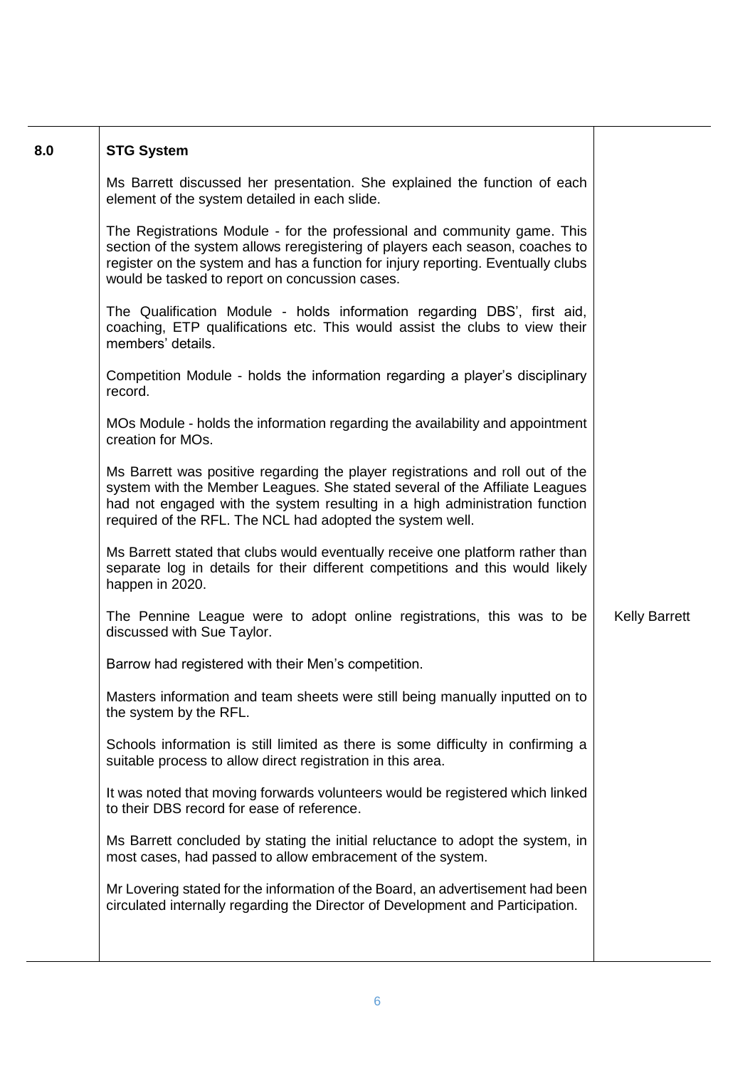| 8.0 | **STG System** | |
|---|---|---|
| | Ms Barrett discussed her presentation. She explained the function of each element of the system detailed in each slide.<br><br>The Registrations Module - for the professional and community game. This section of the system allows reregistering of players each season, coaches to register on the system and has a function for injury reporting. Eventually clubs would be tasked to report on concussion cases.<br><br>The Qualification Module - holds information regarding DBS', first aid, coaching, ETP qualifications etc. This would assist the clubs to view their members' details.<br><br>Competition Module - holds the information regarding a player's disciplinary record.<br><br>MOs Module - holds the information regarding the availability and appointment creation for MOs.<br><br>Ms Barrett was positive regarding the player registrations and roll out of the system with the Member Leagues. She stated several of the Affiliate Leagues had not engaged with the system resulting in a high administration function required of the RFL. The NCL had adopted the system well.<br><br>Ms Barrett stated that clubs would eventually receive one platform rather than separate log in details for their different competitions and this would likely happen in 2020. | |
| | The Pennine League were to adopt online registrations, this was to be discussed with Sue Taylor. | Kelly Barrett |
| | Barrow had registered with their Men's competition.<br><br>Masters information and team sheets were still being manually inputted on to the system by the RFL.<br><br>Schools information is still limited as there is some difficulty in confirming a suitable process to allow direct registration in this area.<br><br>It was noted that moving forwards volunteers would be registered which linked to their DBS record for ease of reference.<br><br>Ms Barrett concluded by stating the initial reluctance to adopt the system, in most cases, had passed to allow embracement of the system.<br><br>Mr Lovering stated for the information of the Board, an advertisement had been circulated internally regarding the Director of Development and Participation. | |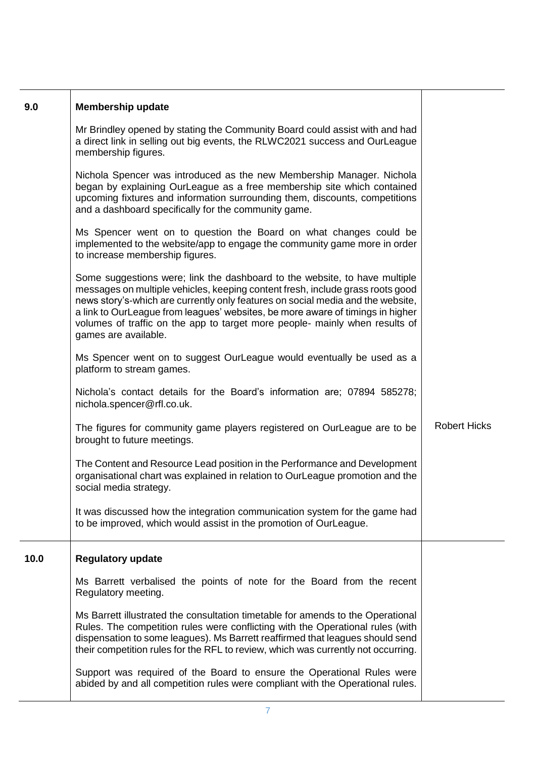| | | |
|---|---|---|
| **9.0** | **Membership update**<br><br>Mr Brindley opened by stating the Community Board could assist with and had a direct link in selling out big events, the RLWC2021 success and OurLeague membership figures.<br><br>Nichola Spencer was introduced as the new Membership Manager. Nichola began by explaining OurLeague as a free membership site which contained upcoming fixtures and information surrounding them, discounts, competitions and a dashboard specifically for the community game.<br><br>Ms Spencer went on to question the Board on what changes could be implemented to the website/app to engage the community game more in order to increase membership figures.<br><br>Some suggestions were; link the dashboard to the website, to have multiple messages on multiple vehicles, keeping content fresh, include grass roots good news story's-which are currently only features on social media and the website, a link to OurLeague from leagues' websites, be more aware of timings in higher volumes of traffic on the app to target more people- mainly when results of games are available.<br><br>Ms Spencer went on to suggest OurLeague would eventually be used as a platform to stream games.<br><br>Nichola's contact details for the Board's information are; 07894 585278; nichola.spencer@rfl.co.uk.<br><br>The figures for community game players registered on OurLeague are to be brought to future meetings.<br><br>The Content and Resource Lead position in the Performance and Development organisational chart was explained in relation to OurLeague promotion and the social media strategy.<br><br>It was discussed how the integration communication system for the game had to be improved, which would assist in the promotion of OurLeague. | Robert Hicks |
| **10.0** | **Regulatory update**<br><br>Ms Barrett verbalised the points of note for the Board from the recent Regulatory meeting.<br><br>Ms Barrett illustrated the consultation timetable for amends to the Operational Rules. The competition rules were conflicting with the Operational rules (with dispensation to some leagues). Ms Barrett reaffirmed that leagues should send their competition rules for the RFL to review, which was currently not occurring.<br><br>Support was required of the Board to ensure the Operational Rules were abided by and all competition rules were compliant with the Operational rules. | |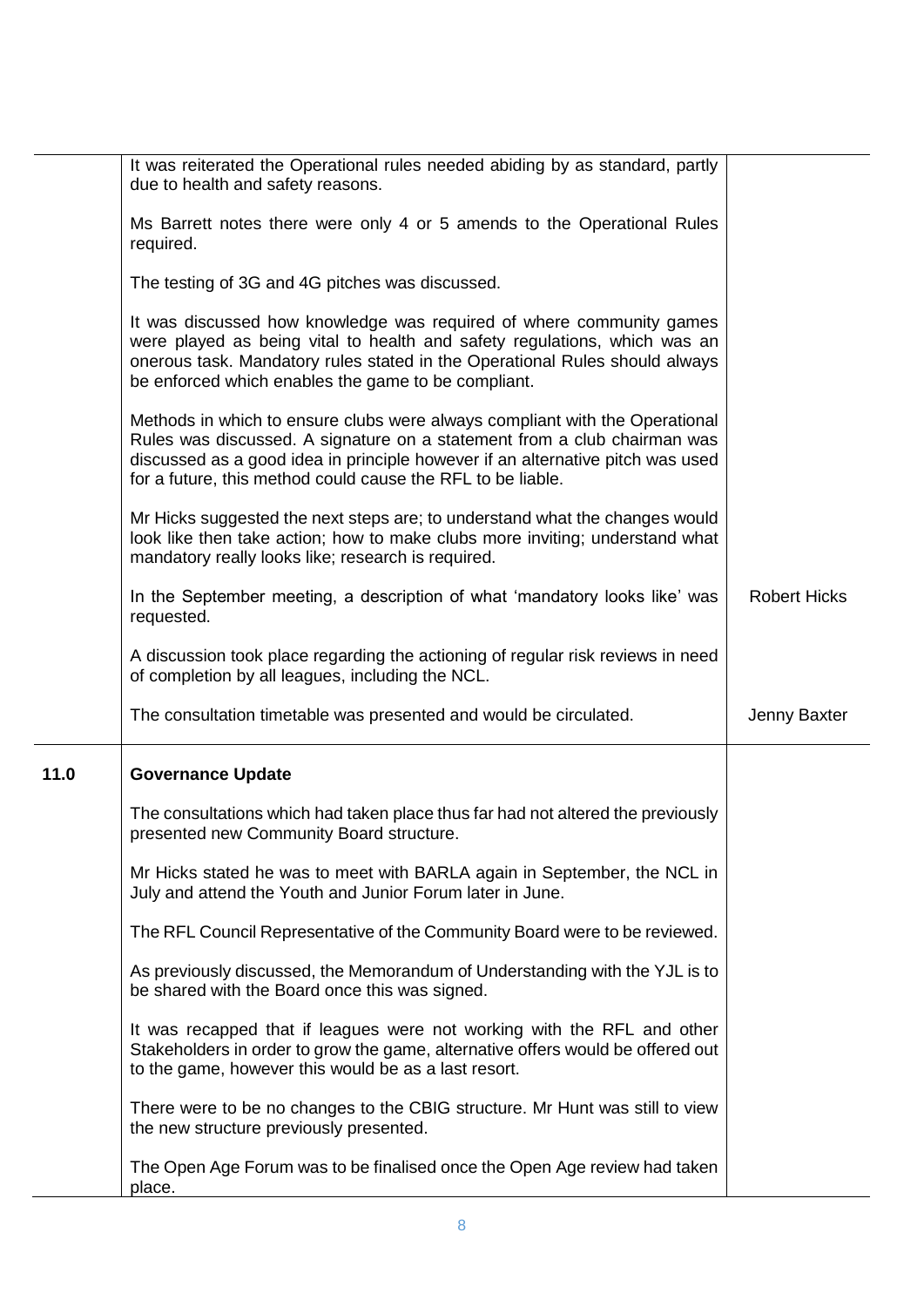| | | |
|---|---|---|
| | It was reiterated the Operational rules needed abiding by as standard, partly due to health and safety reasons.<br><br>Ms Barrett notes there were only 4 or 5 amends to the Operational Rules required.<br><br>The testing of 3G and 4G pitches was discussed.<br><br>It was discussed how knowledge was required of where community games were played as being vital to health and safety regulations, which was an onerous task. Mandatory rules stated in the Operational Rules should always be enforced which enables the game to be compliant.<br><br>Methods in which to ensure clubs were always compliant with the Operational Rules was discussed. A signature on a statement from a club chairman was discussed as a good idea in principle however if an alternative pitch was used for a future, this method could cause the RFL to be liable.<br><br>Mr Hicks suggested the next steps are; to understand what the changes would look like then take action; how to make clubs more inviting; understand what mandatory really looks like; research is required. | |
| | In the September meeting, a description of what 'mandatory looks like' was requested. | Robert Hicks |
| | A discussion took place regarding the actioning of regular risk reviews in need of completion by all leagues, including the NCL. | |
| | The consultation timetable was presented and would be circulated. | Jenny Baxter |
| **11.0** | **Governance Update**<br><br>The consultations which had taken place thus far had not altered the previously presented new Community Board structure.<br><br>Mr Hicks stated he was to meet with BARLA again in September, the NCL in July and attend the Youth and Junior Forum later in June.<br><br>The RFL Council Representative of the Community Board were to be reviewed.<br><br>As previously discussed, the Memorandum of Understanding with the YJL is to be shared with the Board once this was signed.<br><br>It was recapped that if leagues were not working with the RFL and other Stakeholders in order to grow the game, alternative offers would be offered out to the game, however this would be as a last resort.<br><br>There were to be no changes to the CBIG structure. Mr Hunt was still to view the new structure previously presented.<br><br>The Open Age Forum was to be finalised once the Open Age review had taken place. | |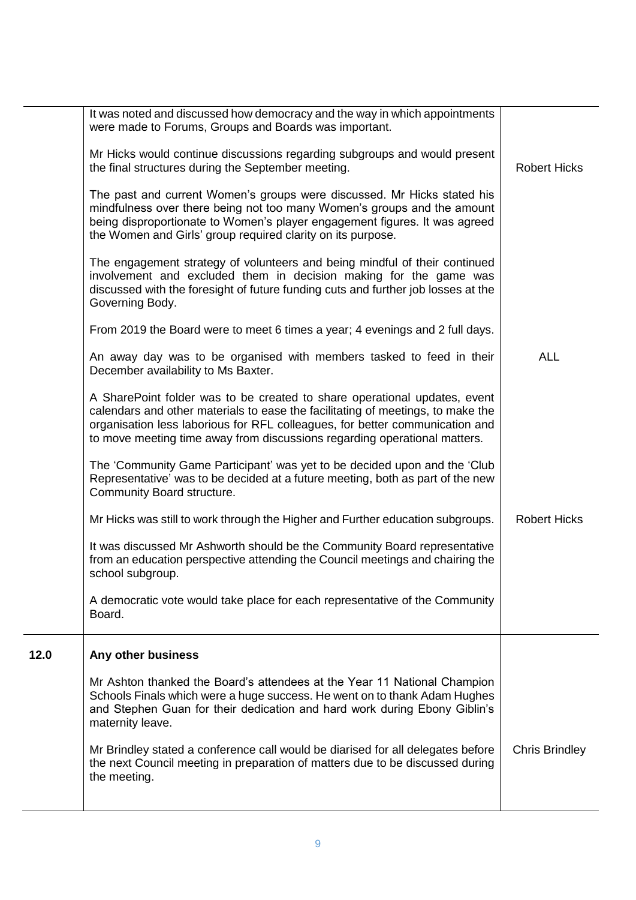| | | |
|---|---|---|
| | It was noted and discussed how democracy and the way in which appointments were made to Forums, Groups and Boards was important.<br><br>Mr Hicks would continue discussions regarding subgroups and would present the final structures during the September meeting.<br><br>The past and current Women's groups were discussed. Mr Hicks stated his mindfulness over there being not too many Women's groups and the amount being disproportionate to Women's player engagement figures. It was agreed the Women and Girls' group required clarity on its purpose.<br><br>The engagement strategy of volunteers and being mindful of their continued involvement and excluded them in decision making for the game was discussed with the foresight of future funding cuts and further job losses at the Governing Body.<br><br>From 2019 the Board were to meet 6 times a year; 4 evenings and 2 full days.<br><br>An away day was to be organised with members tasked to feed in their December availability to Ms Baxter.<br><br>A SharePoint folder was to be created to share operational updates, event calendars and other materials to ease the facilitating of meetings, to make the organisation less laborious for RFL colleagues, for better communication and to move meeting time away from discussions regarding operational matters.<br><br>The 'Community Game Participant' was yet to be decided upon and the 'Club Representative' was to be decided at a future meeting, both as part of the new Community Board structure.<br><br>Mr Hicks was still to work through the Higher and Further education subgroups.<br><br>It was discussed Mr Ashworth should be the Community Board representative from an education perspective attending the Council meetings and chairing the school subgroup.<br><br>A democratic vote would take place for each representative of the Community Board. | Robert Hicks<br><br>ALL<br><br>Robert Hicks |
| **12.0** | **Any other business**<br><br>Mr Ashton thanked the Board's attendees at the Year 11 National Champion Schools Finals which were a huge success. He went on to thank Adam Hughes and Stephen Guan for their dedication and hard work during Ebony Giblin's maternity leave.<br><br>Mr Brindley stated a conference call would be diarised for all delegates before the next Council meeting in preparation of matters due to be discussed during the meeting. | Chris Brindley |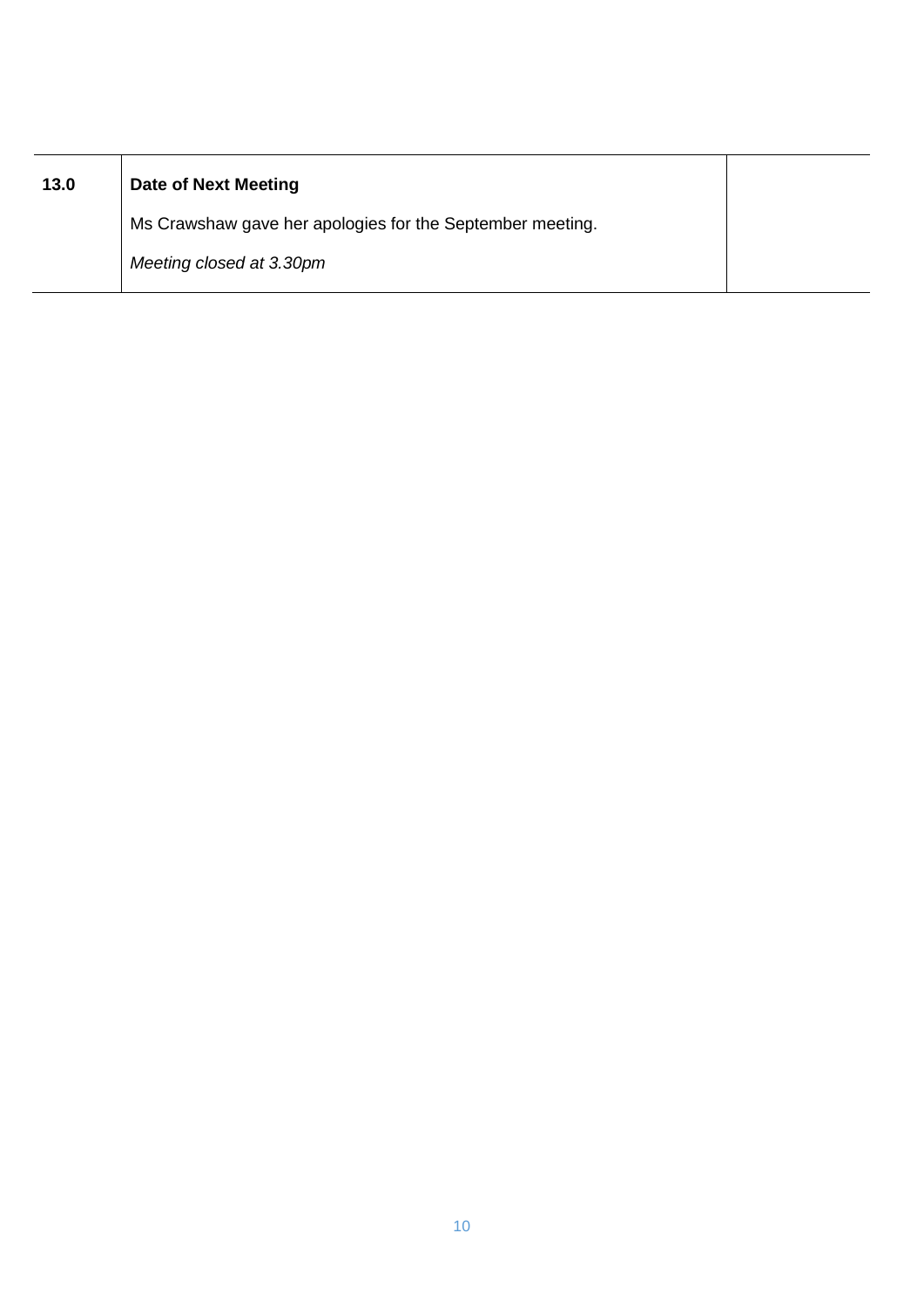| | | |
|---|---|---|
| **13.0** | **Date of Next Meeting**<br><br>Ms Crawshaw gave her apologies for the September meeting.<br><br>*Meeting closed at 3.30pm* | |